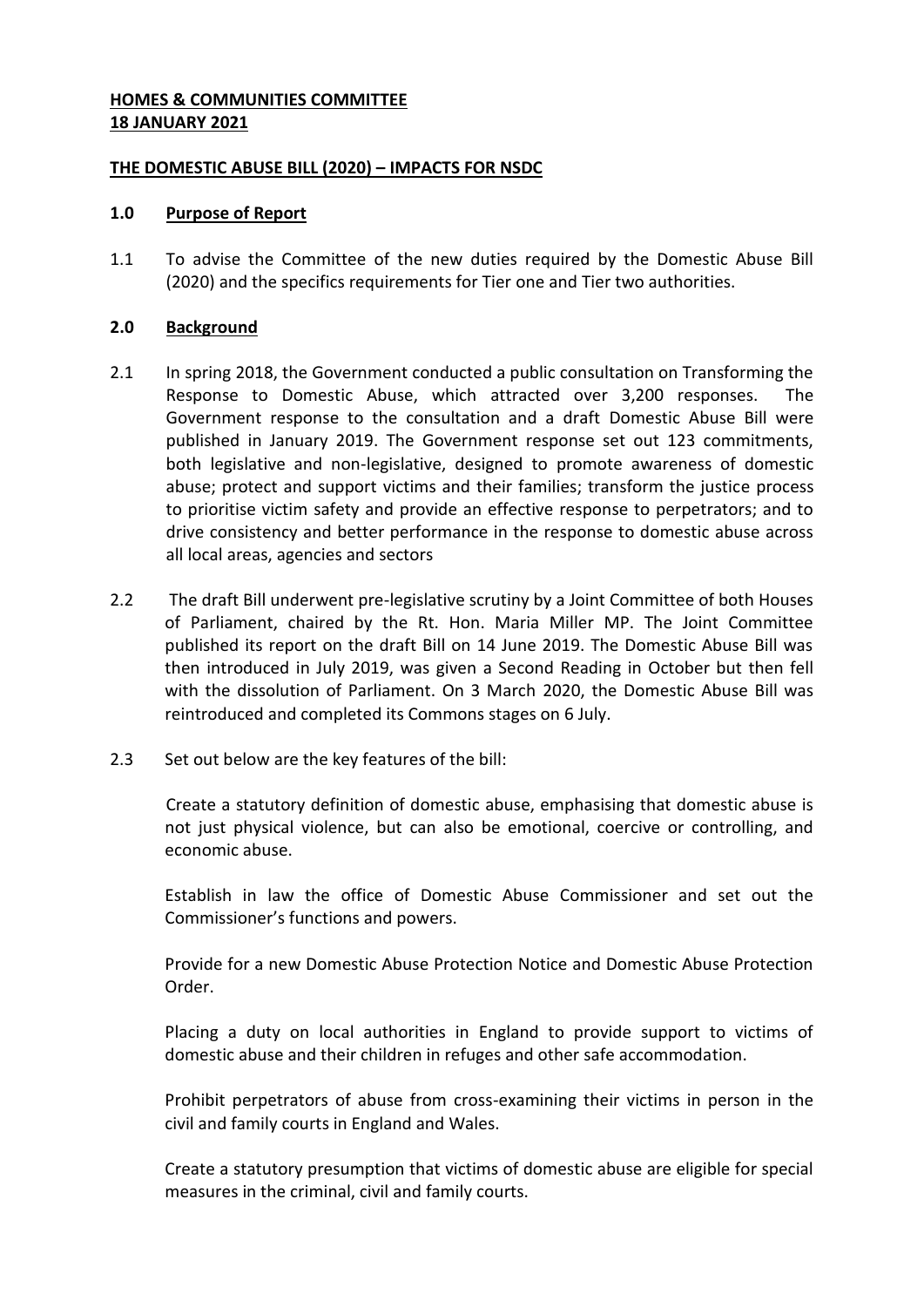**HOMES & COMMUNITIES COMMITTEE**
**18 JANUARY 2021**

**THE DOMESTIC ABUSE BILL (2020) – IMPACTS FOR NSDC**

## 1.0 Purpose of Report

1.1 To advise the Committee of the new duties required by the Domestic Abuse Bill (2020) and the specifics requirements for Tier one and Tier two authorities.

## 2.0 Background

2.1 In spring 2018, the Government conducted a public consultation on Transforming the Response to Domestic Abuse, which attracted over 3,200 responses. The Government response to the consultation and a draft Domestic Abuse Bill were published in January 2019. The Government response set out 123 commitments, both legislative and non-legislative, designed to promote awareness of domestic abuse; protect and support victims and their families; transform the justice process to prioritise victim safety and provide an effective response to perpetrators; and to drive consistency and better performance in the response to domestic abuse across all local areas, agencies and sectors

2.2 The draft Bill underwent pre-legislative scrutiny by a Joint Committee of both Houses of Parliament, chaired by the Rt. Hon. Maria Miller MP. The Joint Committee published its report on the draft Bill on 14 June 2019. The Domestic Abuse Bill was then introduced in July 2019, was given a Second Reading in October but then fell with the dissolution of Parliament. On 3 March 2020, the Domestic Abuse Bill was reintroduced and completed its Commons stages on 6 July.

2.3 Set out below are the key features of the bill:

Create a statutory definition of domestic abuse, emphasising that domestic abuse is not just physical violence, but can also be emotional, coercive or controlling, and economic abuse.

Establish in law the office of Domestic Abuse Commissioner and set out the Commissioner's functions and powers.

Provide for a new Domestic Abuse Protection Notice and Domestic Abuse Protection Order.

Placing a duty on local authorities in England to provide support to victims of domestic abuse and their children in refuges and other safe accommodation.

Prohibit perpetrators of abuse from cross-examining their victims in person in the civil and family courts in England and Wales.

Create a statutory presumption that victims of domestic abuse are eligible for special measures in the criminal, civil and family courts.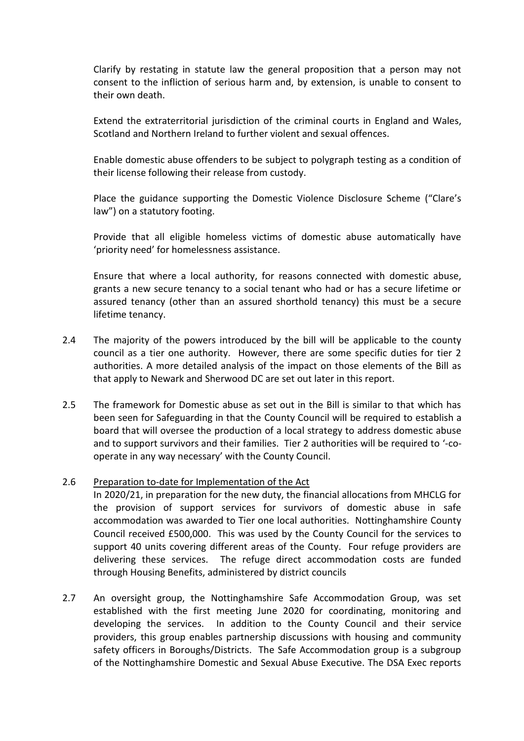Clarify by restating in statute law the general proposition that a person may not consent to the infliction of serious harm and, by extension, is unable to consent to their own death.

Extend the extraterritorial jurisdiction of the criminal courts in England and Wales, Scotland and Northern Ireland to further violent and sexual offences.

Enable domestic abuse offenders to be subject to polygraph testing as a condition of their license following their release from custody.

Place the guidance supporting the Domestic Violence Disclosure Scheme ("Clare's law") on a statutory footing.

Provide that all eligible homeless victims of domestic abuse automatically have 'priority need' for homelessness assistance.

Ensure that where a local authority, for reasons connected with domestic abuse, grants a new secure tenancy to a social tenant who had or has a secure lifetime or assured tenancy (other than an assured shorthold tenancy) this must be a secure lifetime tenancy.

2.4 The majority of the powers introduced by the bill will be applicable to the county council as a tier one authority. However, there are some specific duties for tier 2 authorities. A more detailed analysis of the impact on those elements of the Bill as that apply to Newark and Sherwood DC are set out later in this report.

2.5 The framework for Domestic abuse as set out in the Bill is similar to that which has been seen for Safeguarding in that the County Council will be required to establish a board that will oversee the production of a local strategy to address domestic abuse and to support survivors and their families. Tier 2 authorities will be required to '-co-operate in any way necessary' with the County Council.

2.6 Preparation to-date for Implementation of the Act

In 2020/21, in preparation for the new duty, the financial allocations from MHCLG for the provision of support services for survivors of domestic abuse in safe accommodation was awarded to Tier one local authorities. Nottinghamshire County Council received £500,000. This was used by the County Council for the services to support 40 units covering different areas of the County. Four refuge providers are delivering these services. The refuge direct accommodation costs are funded through Housing Benefits, administered by district councils

2.7 An oversight group, the Nottinghamshire Safe Accommodation Group, was set established with the first meeting June 2020 for coordinating, monitoring and developing the services. In addition to the County Council and their service providers, this group enables partnership discussions with housing and community safety officers in Boroughs/Districts. The Safe Accommodation group is a subgroup of the Nottinghamshire Domestic and Sexual Abuse Executive. The DSA Exec reports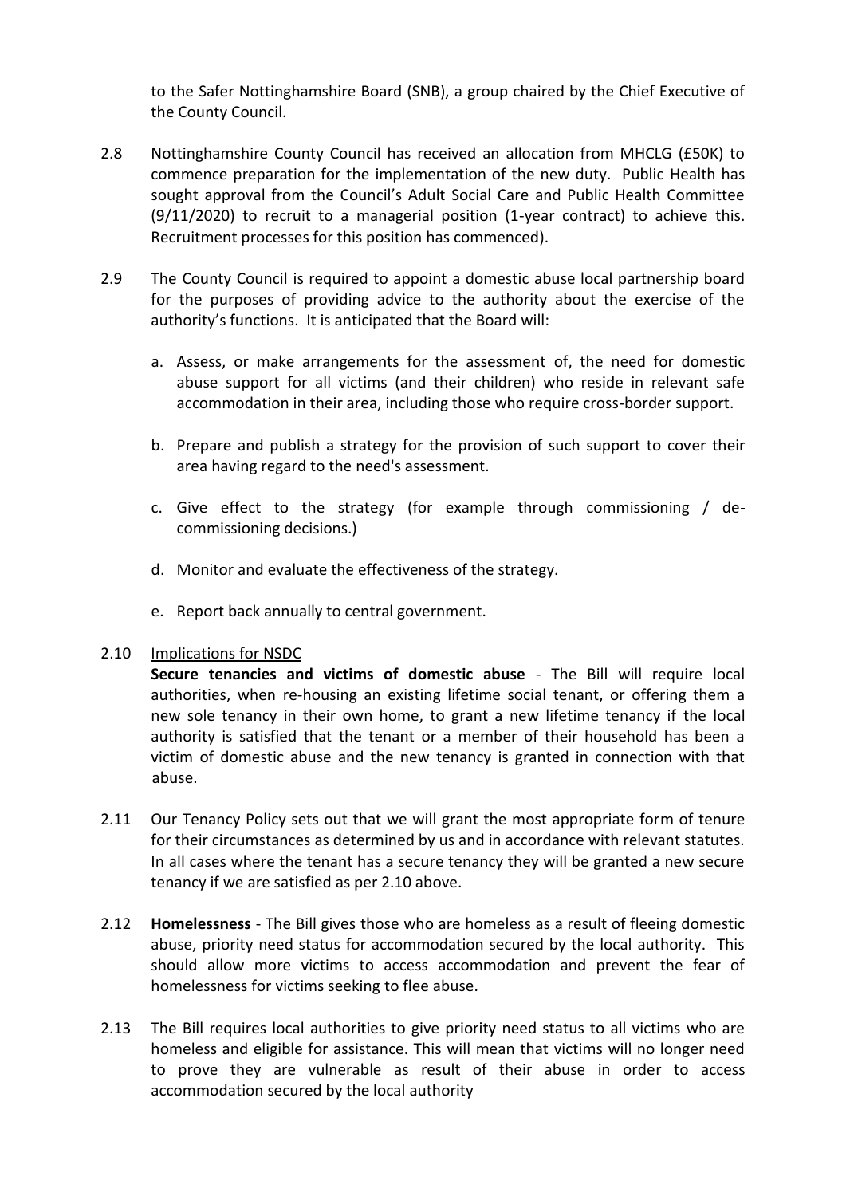to the Safer Nottinghamshire Board (SNB), a group chaired by the Chief Executive of the County Council.

2.8 Nottinghamshire County Council has received an allocation from MHCLG (£50K) to commence preparation for the implementation of the new duty. Public Health has sought approval from the Council's Adult Social Care and Public Health Committee (9/11/2020) to recruit to a managerial position (1-year contract) to achieve this. Recruitment processes for this position has commenced).

2.9 The County Council is required to appoint a domestic abuse local partnership board for the purposes of providing advice to the authority about the exercise of the authority's functions. It is anticipated that the Board will:

a. Assess, or make arrangements for the assessment of, the need for domestic abuse support for all victims (and their children) who reside in relevant safe accommodation in their area, including those who require cross-border support.

b. Prepare and publish a strategy for the provision of such support to cover their area having regard to the need's assessment.

c. Give effect to the strategy (for example through commissioning / de-commissioning decisions.)

d. Monitor and evaluate the effectiveness of the strategy.

e. Report back annually to central government.

2.10 Implications for NSDC

**Secure tenancies and victims of domestic abuse** - The Bill will require local authorities, when re-housing an existing lifetime social tenant, or offering them a new sole tenancy in their own home, to grant a new lifetime tenancy if the local authority is satisfied that the tenant or a member of their household has been a victim of domestic abuse and the new tenancy is granted in connection with that abuse.

2.11 Our Tenancy Policy sets out that we will grant the most appropriate form of tenure for their circumstances as determined by us and in accordance with relevant statutes. In all cases where the tenant has a secure tenancy they will be granted a new secure tenancy if we are satisfied as per 2.10 above.

2.12 **Homelessness** - The Bill gives those who are homeless as a result of fleeing domestic abuse, priority need status for accommodation secured by the local authority. This should allow more victims to access accommodation and prevent the fear of homelessness for victims seeking to flee abuse.

2.13 The Bill requires local authorities to give priority need status to all victims who are homeless and eligible for assistance. This will mean that victims will no longer need to prove they are vulnerable as result of their abuse in order to access accommodation secured by the local authority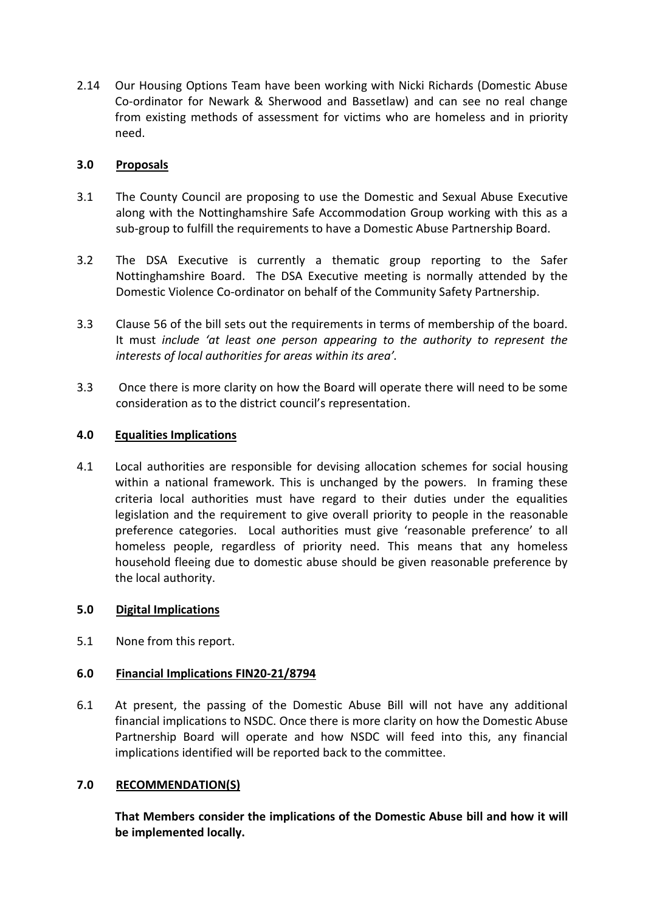2.14 Our Housing Options Team have been working with Nicki Richards (Domestic Abuse Co-ordinator for Newark & Sherwood and Bassetlaw) and can see no real change from existing methods of assessment for victims who are homeless and in priority need.

## 3.0 Proposals

3.1 The County Council are proposing to use the Domestic and Sexual Abuse Executive along with the Nottinghamshire Safe Accommodation Group working with this as a sub-group to fulfill the requirements to have a Domestic Abuse Partnership Board.

3.2 The DSA Executive is currently a thematic group reporting to the Safer Nottinghamshire Board. The DSA Executive meeting is normally attended by the Domestic Violence Co-ordinator on behalf of the Community Safety Partnership.

3.3 Clause 56 of the bill sets out the requirements in terms of membership of the board. It must *include 'at least one person appearing to the authority to represent the interests of local authorities for areas within its area'*.

3.3 Once there is more clarity on how the Board will operate there will need to be some consideration as to the district council's representation.

## 4.0 Equalities Implications

4.1 Local authorities are responsible for devising allocation schemes for social housing within a national framework. This is unchanged by the powers. In framing these criteria local authorities must have regard to their duties under the equalities legislation and the requirement to give overall priority to people in the reasonable preference categories. Local authorities must give 'reasonable preference' to all homeless people, regardless of priority need. This means that any homeless household fleeing due to domestic abuse should be given reasonable preference by the local authority.

## 5.0 Digital Implications

5.1 None from this report.

## 6.0 Financial Implications FIN20-21/8794

6.1 At present, the passing of the Domestic Abuse Bill will not have any additional financial implications to NSDC. Once there is more clarity on how the Domestic Abuse Partnership Board will operate and how NSDC will feed into this, any financial implications identified will be reported back to the committee.

## 7.0 RECOMMENDATION(S)

**That Members consider the implications of the Domestic Abuse bill and how it will be implemented locally.**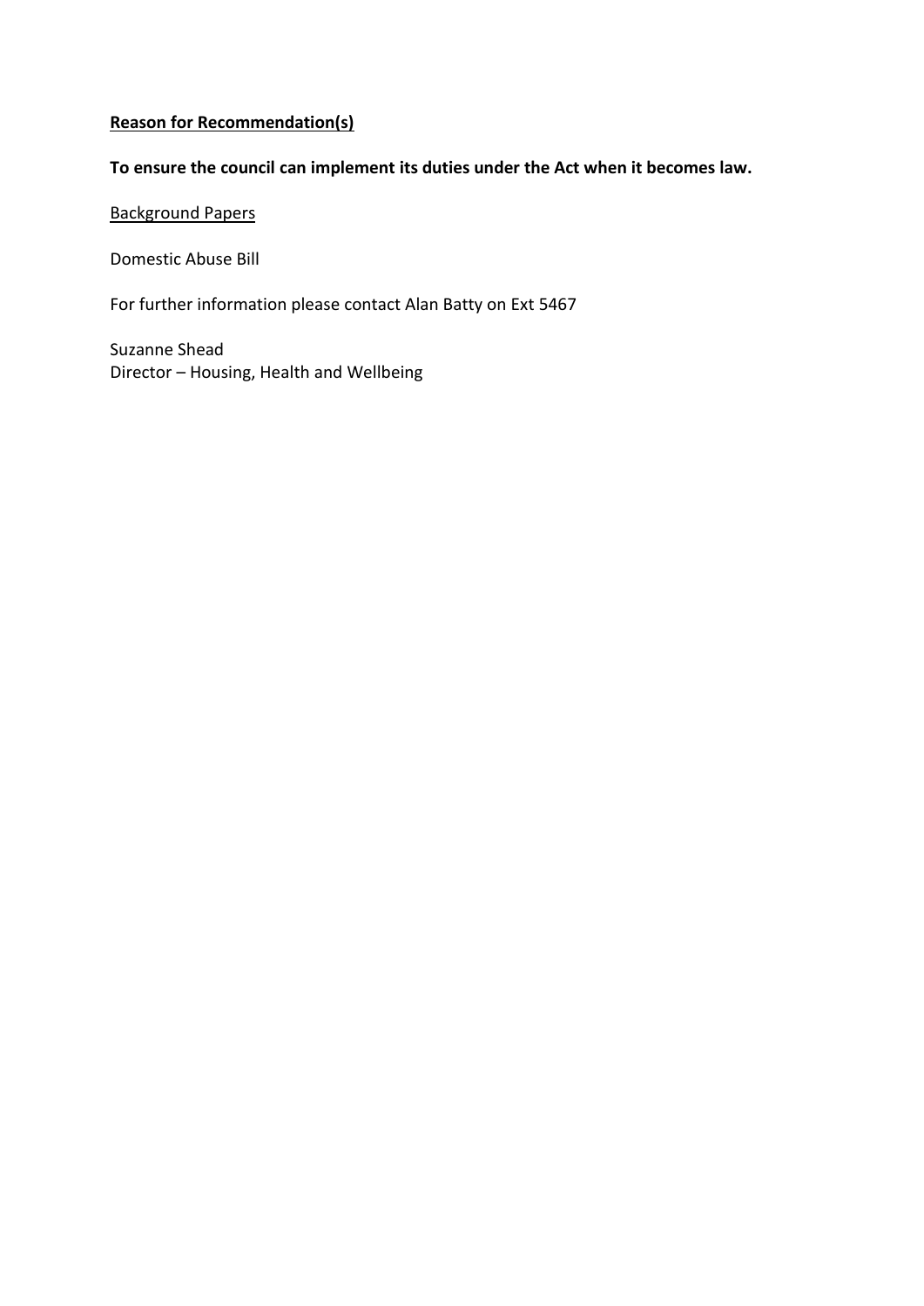**Reason for Recommendation(s)**

**To ensure the council can implement its duties under the Act when it becomes law.**

Background Papers

Domestic Abuse Bill

For further information please contact Alan Batty on Ext 5467

Suzanne Shead  
Director – Housing, Health and Wellbeing